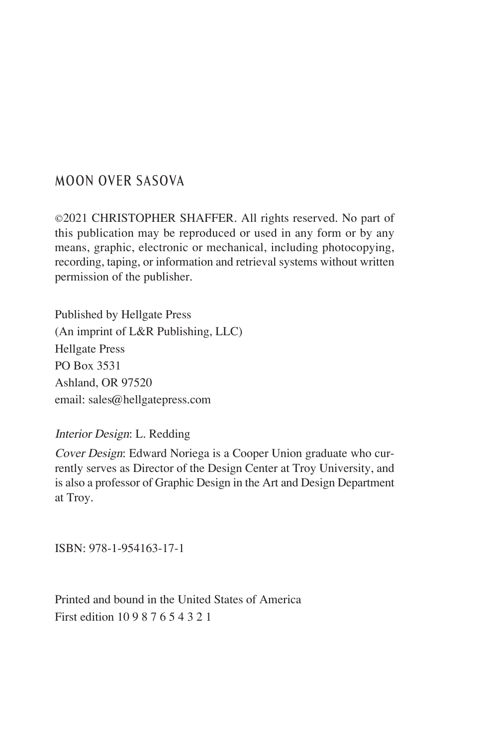MOON OVER SASOVA

©2021 CHRISTOPHER SHAFFER. All rights reserved. No part of this publication may be reproduced or used in any form or by any means, graphic, electronic or mechanical, including photocopying, recording, taping, or information and retrieval systems without written permission of the publisher.

Published by Hellgate Press
(An imprint of L&R Publishing, LLC)
Hellgate Press
PO Box 3531
Ashland, OR 97520
email: sales@hellgatepress.com

*Interior Design*: L. Redding

*Cover Design*: Edward Noriega is a Cooper Union graduate who currently serves as Director of the Design Center at Troy University, and is also a professor of Graphic Design in the Art and Design Department at Troy.

ISBN: 978-1-954163-17-1

Printed and bound in the United States of America
First edition 10 9 8 7 6 5 4 3 2 1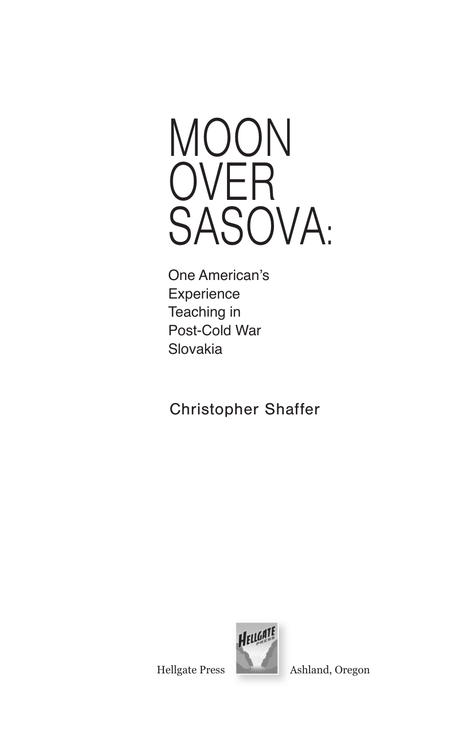# MOON OVER SASOVA:

## One American's Experience Teaching in Post-Cold War Slovakia

Christopher Shaffer

Hellgate Press — Ashland, Oregon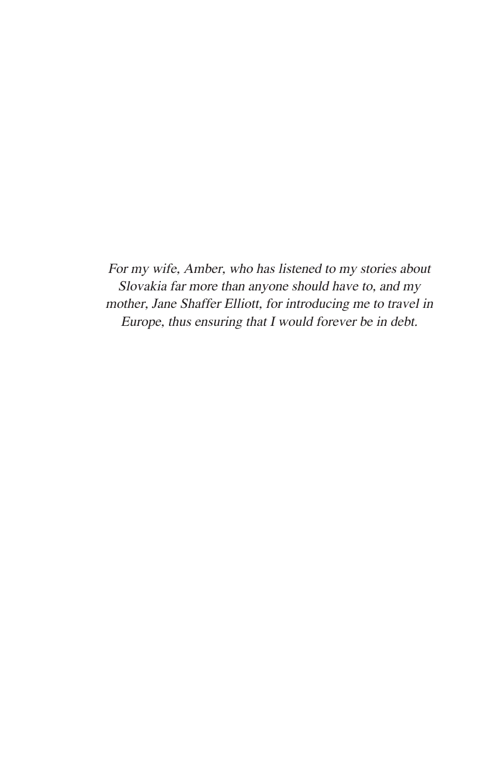*For my wife, Amber, who has listened to my stories about Slovakia far more than anyone should have to, and my mother, Jane Shaffer Elliott, for introducing me to travel in Europe, thus ensuring that I would forever be in debt.*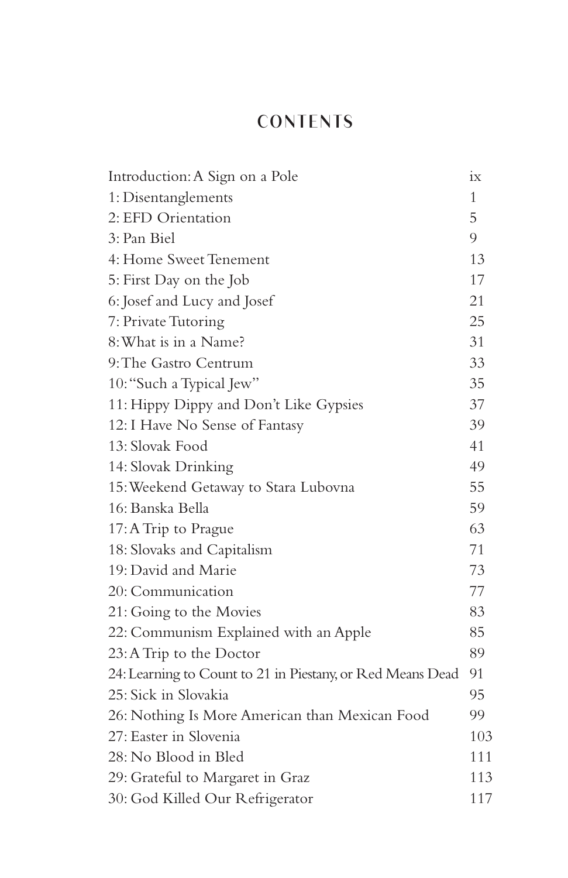# CONTENTS

| | |
|---|---|
| Introduction: A Sign on a Pole | ix |
| 1: Disentanglements | 1 |
| 2: EFD Orientation | 5 |
| 3: Pan Biel | 9 |
| 4: Home Sweet Tenement | 13 |
| 5: First Day on the Job | 17 |
| 6: Josef and Lucy and Josef | 21 |
| 7: Private Tutoring | 25 |
| 8: What is in a Name? | 31 |
| 9: The Gastro Centrum | 33 |
| 10: "Such a Typical Jew" | 35 |
| 11: Hippy Dippy and Don't Like Gypsies | 37 |
| 12: I Have No Sense of Fantasy | 39 |
| 13: Slovak Food | 41 |
| 14: Slovak Drinking | 49 |
| 15: Weekend Getaway to Stara Lubovna | 55 |
| 16: Banska Bella | 59 |
| 17: A Trip to Prague | 63 |
| 18: Slovaks and Capitalism | 71 |
| 19: David and Marie | 73 |
| 20: Communication | 77 |
| 21: Going to the Movies | 83 |
| 22: Communism Explained with an Apple | 85 |
| 23: A Trip to the Doctor | 89 |
| 24: Learning to Count to 21 in Piestany, or Red Means Dead | 91 |
| 25: Sick in Slovakia | 95 |
| 26: Nothing Is More American than Mexican Food | 99 |
| 27: Easter in Slovenia | 103 |
| 28: No Blood in Bled | 111 |
| 29: Grateful to Margaret in Graz | 113 |
| 30: God Killed Our Refrigerator | 117 |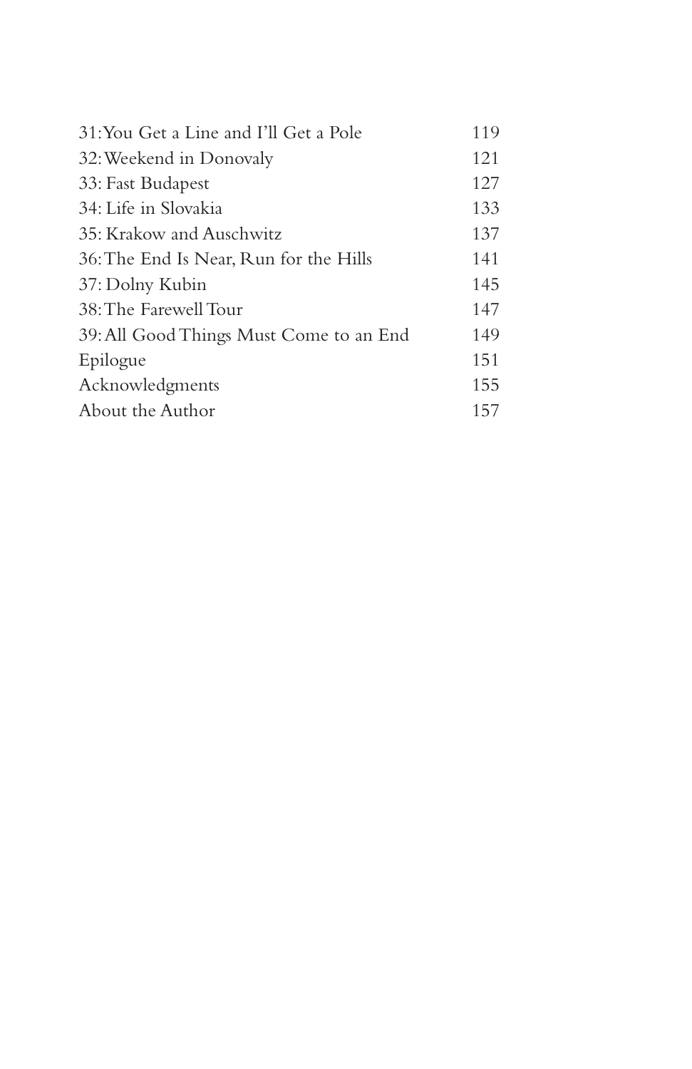| | |
|---|---|
| 31: You Get a Line and I'll Get a Pole | 119 |
| 32: Weekend in Donovaly | 121 |
| 33: Fast Budapest | 127 |
| 34: Life in Slovakia | 133 |
| 35: Krakow and Auschwitz | 137 |
| 36: The End Is Near, Run for the Hills | 141 |
| 37: Dolny Kubin | 145 |
| 38: The Farewell Tour | 147 |
| 39: All Good Things Must Come to an End | 149 |
| Epilogue | 151 |
| Acknowledgments | 155 |
| About the Author | 157 |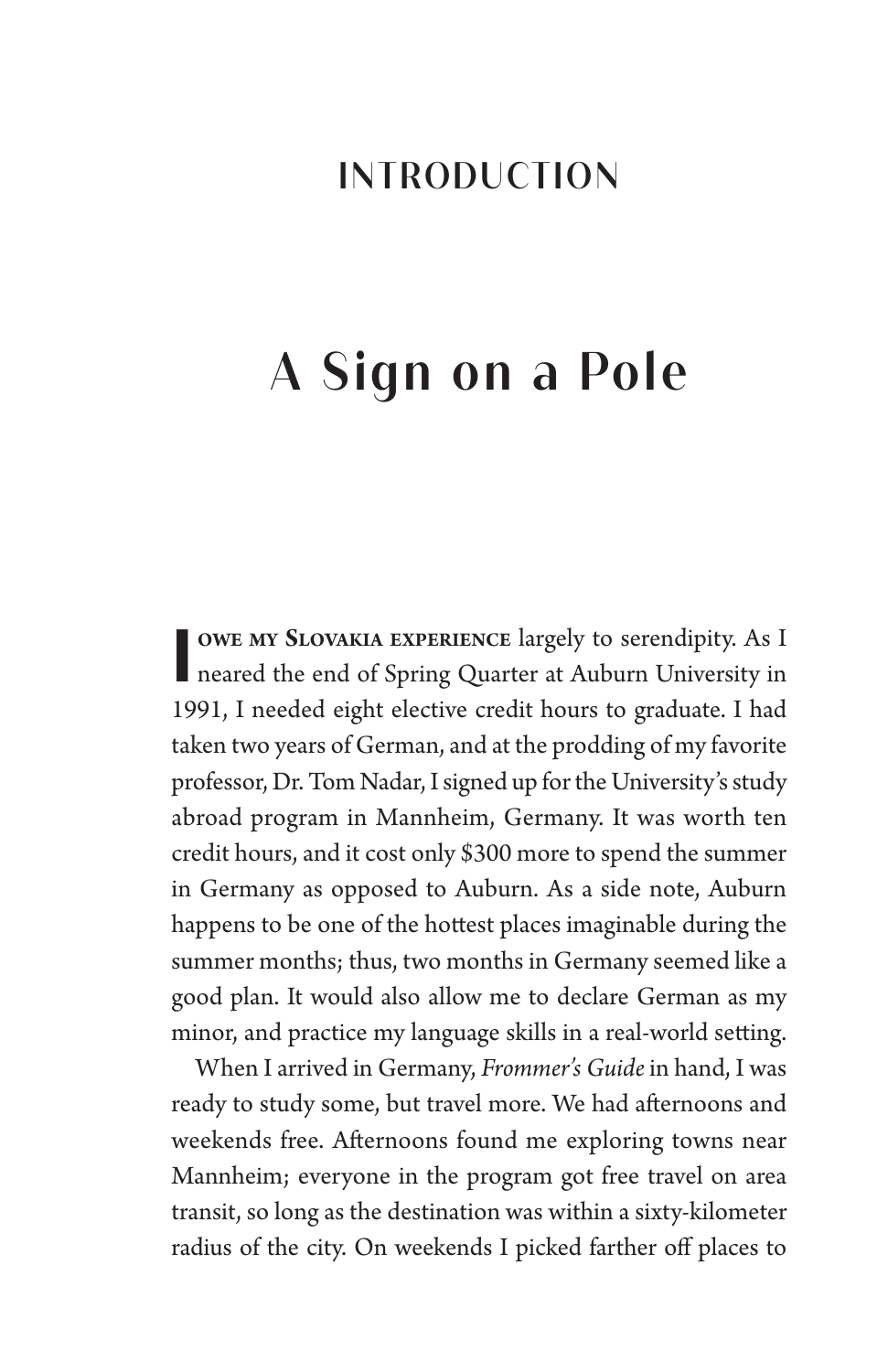## INTRODUCTION

# A Sign on a Pole

I owe my Slovakia experience largely to serendipity. As I neared the end of Spring Quarter at Auburn University in 1991, I needed eight elective credit hours to graduate. I had taken two years of German, and at the prodding of my favorite professor, Dr. Tom Nadar, I signed up for the University's study abroad program in Mannheim, Germany. It was worth ten credit hours, and it cost only $300 more to spend the summer in Germany as opposed to Auburn. As a side note, Auburn happens to be one of the hottest places imaginable during the summer months; thus, two months in Germany seemed like a good plan. It would also allow me to declare German as my minor, and practice my language skills in a real-world setting.

When I arrived in Germany, *Frommer's Guide* in hand, I was ready to study some, but travel more. We had afternoons and weekends free. Afternoons found me exploring towns near Mannheim; everyone in the program got free travel on area transit, so long as the destination was within a sixty-kilometer radius of the city. On weekends I picked farther off places to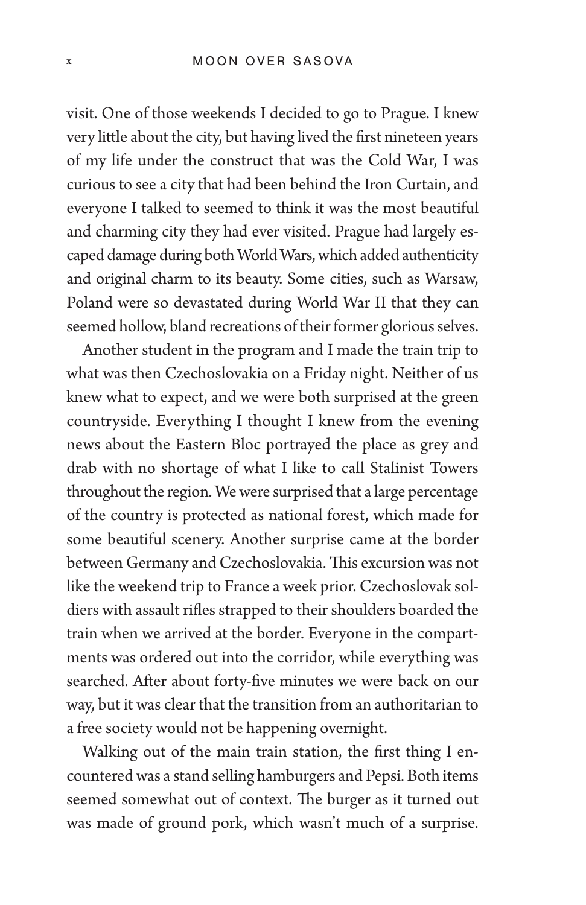visit. One of those weekends I decided to go to Prague. I knew very little about the city, but having lived the first nineteen years of my life under the construct that was the Cold War, I was curious to see a city that had been behind the Iron Curtain, and everyone I talked to seemed to think it was the most beautiful and charming city they had ever visited. Prague had largely escaped damage during both World Wars, which added authenticity and original charm to its beauty. Some cities, such as Warsaw, Poland were so devastated during World War II that they can seemed hollow, bland recreations of their former glorious selves.

Another student in the program and I made the train trip to what was then Czechoslovakia on a Friday night. Neither of us knew what to expect, and we were both surprised at the green countryside. Everything I thought I knew from the evening news about the Eastern Bloc portrayed the place as grey and drab with no shortage of what I like to call Stalinist Towers throughout the region. We were surprised that a large percentage of the country is protected as national forest, which made for some beautiful scenery. Another surprise came at the border between Germany and Czechoslovakia. This excursion was not like the weekend trip to France a week prior. Czechoslovak soldiers with assault rifles strapped to their shoulders boarded the train when we arrived at the border. Everyone in the compartments was ordered out into the corridor, while everything was searched. After about forty-five minutes we were back on our way, but it was clear that the transition from an authoritarian to a free society would not be happening overnight.

Walking out of the main train station, the first thing I encountered was a stand selling hamburgers and Pepsi. Both items seemed somewhat out of context. The burger as it turned out was made of ground pork, which wasn't much of a surprise.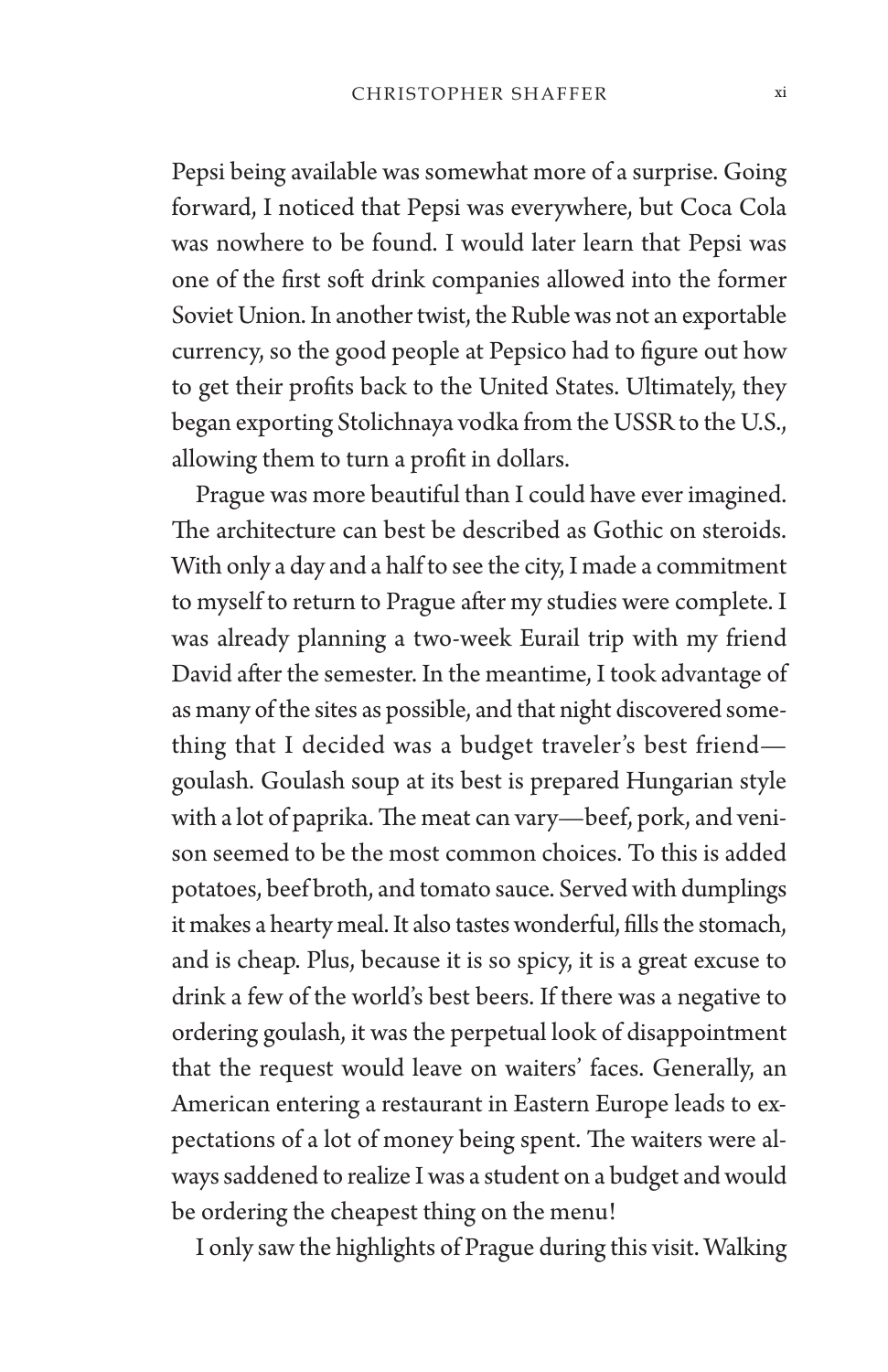Pepsi being available was somewhat more of a surprise. Going forward, I noticed that Pepsi was everywhere, but Coca Cola was nowhere to be found. I would later learn that Pepsi was one of the first soft drink companies allowed into the former Soviet Union. In another twist, the Ruble was not an exportable currency, so the good people at Pepsico had to figure out how to get their profits back to the United States. Ultimately, they began exporting Stolichnaya vodka from the USSR to the U.S., allowing them to turn a profit in dollars.

Prague was more beautiful than I could have ever imagined. The architecture can best be described as Gothic on steroids. With only a day and a half to see the city, I made a commitment to myself to return to Prague after my studies were complete. I was already planning a two-week Eurail trip with my friend David after the semester. In the meantime, I took advantage of as many of the sites as possible, and that night discovered something that I decided was a budget traveler's best friend—goulash. Goulash soup at its best is prepared Hungarian style with a lot of paprika. The meat can vary—beef, pork, and venison seemed to be the most common choices. To this is added potatoes, beef broth, and tomato sauce. Served with dumplings it makes a hearty meal. It also tastes wonderful, fills the stomach, and is cheap. Plus, because it is so spicy, it is a great excuse to drink a few of the world's best beers. If there was a negative to ordering goulash, it was the perpetual look of disappointment that the request would leave on waiters' faces. Generally, an American entering a restaurant in Eastern Europe leads to expectations of a lot of money being spent. The waiters were always saddened to realize I was a student on a budget and would be ordering the cheapest thing on the menu!

I only saw the highlights of Prague during this visit. Walking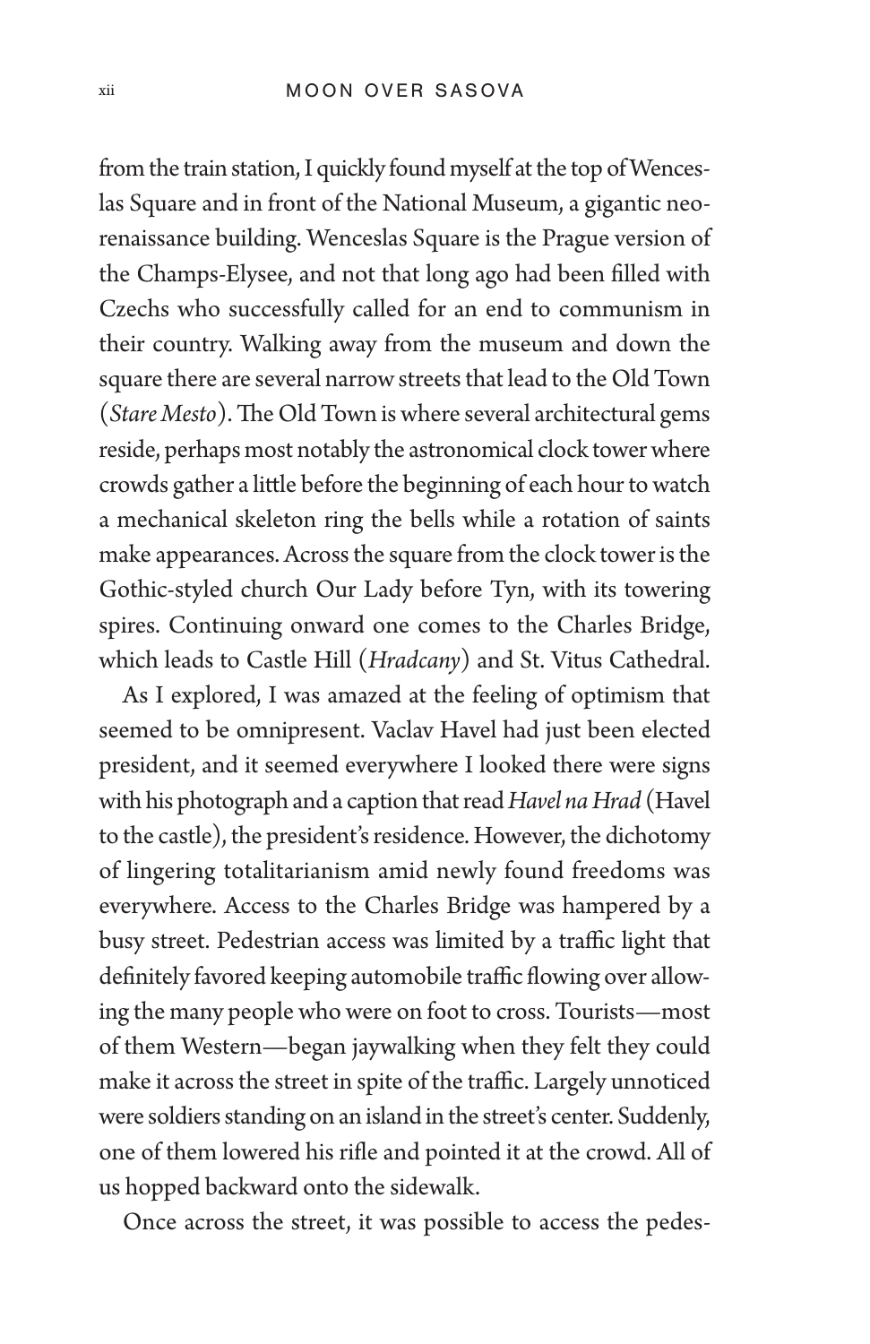from the train station, I quickly found myself at the top of Wenceslas Square and in front of the National Museum, a gigantic neo-renaissance building. Wenceslas Square is the Prague version of the Champs-Elysee, and not that long ago had been filled with Czechs who successfully called for an end to communism in their country. Walking away from the museum and down the square there are several narrow streets that lead to the Old Town (*Stare Mesto*). The Old Town is where several architectural gems reside, perhaps most notably the astronomical clock tower where crowds gather a little before the beginning of each hour to watch a mechanical skeleton ring the bells while a rotation of saints make appearances. Across the square from the clock tower is the Gothic-styled church Our Lady before Tyn, with its towering spires. Continuing onward one comes to the Charles Bridge, which leads to Castle Hill (*Hradcany*) and St. Vitus Cathedral.

As I explored, I was amazed at the feeling of optimism that seemed to be omnipresent. Vaclav Havel had just been elected president, and it seemed everywhere I looked there were signs with his photograph and a caption that read *Havel na Hrad* (Havel to the castle), the president's residence. However, the dichotomy of lingering totalitarianism amid newly found freedoms was everywhere. Access to the Charles Bridge was hampered by a busy street. Pedestrian access was limited by a traffic light that definitely favored keeping automobile traffic flowing over allowing the many people who were on foot to cross. Tourists—most of them Western—began jaywalking when they felt they could make it across the street in spite of the traffic. Largely unnoticed were soldiers standing on an island in the street's center. Suddenly, one of them lowered his rifle and pointed it at the crowd. All of us hopped backward onto the sidewalk.

Once across the street, it was possible to access the pedes-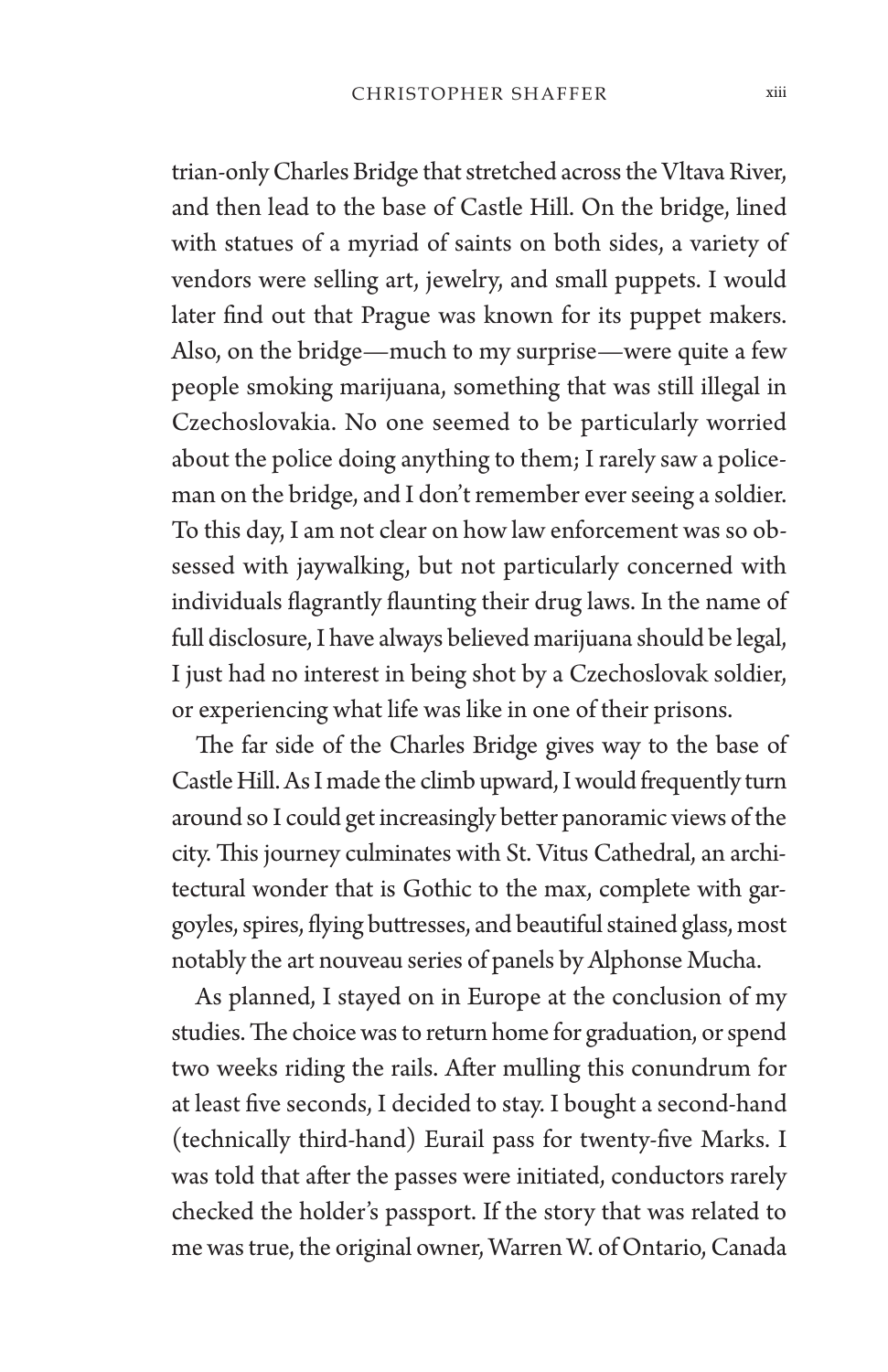trian-only Charles Bridge that stretched across the Vltava River, and then lead to the base of Castle Hill. On the bridge, lined with statues of a myriad of saints on both sides, a variety of vendors were selling art, jewelry, and small puppets. I would later find out that Prague was known for its puppet makers. Also, on the bridge—much to my surprise—were quite a few people smoking marijuana, something that was still illegal in Czechoslovakia. No one seemed to be particularly worried about the police doing anything to them; I rarely saw a policeman on the bridge, and I don't remember ever seeing a soldier. To this day, I am not clear on how law enforcement was so obsessed with jaywalking, but not particularly concerned with individuals flagrantly flaunting their drug laws. In the name of full disclosure, I have always believed marijuana should be legal, I just had no interest in being shot by a Czechoslovak soldier, or experiencing what life was like in one of their prisons.

The far side of the Charles Bridge gives way to the base of Castle Hill. As I made the climb upward, I would frequently turn around so I could get increasingly better panoramic views of the city. This journey culminates with St. Vitus Cathedral, an architectural wonder that is Gothic to the max, complete with gargoyles, spires, flying buttresses, and beautiful stained glass, most notably the art nouveau series of panels by Alphonse Mucha.

As planned, I stayed on in Europe at the conclusion of my studies. The choice was to return home for graduation, or spend two weeks riding the rails. After mulling this conundrum for at least five seconds, I decided to stay. I bought a second-hand (technically third-hand) Eurail pass for twenty-five Marks. I was told that after the passes were initiated, conductors rarely checked the holder's passport. If the story that was related to me was true, the original owner, Warren W. of Ontario, Canada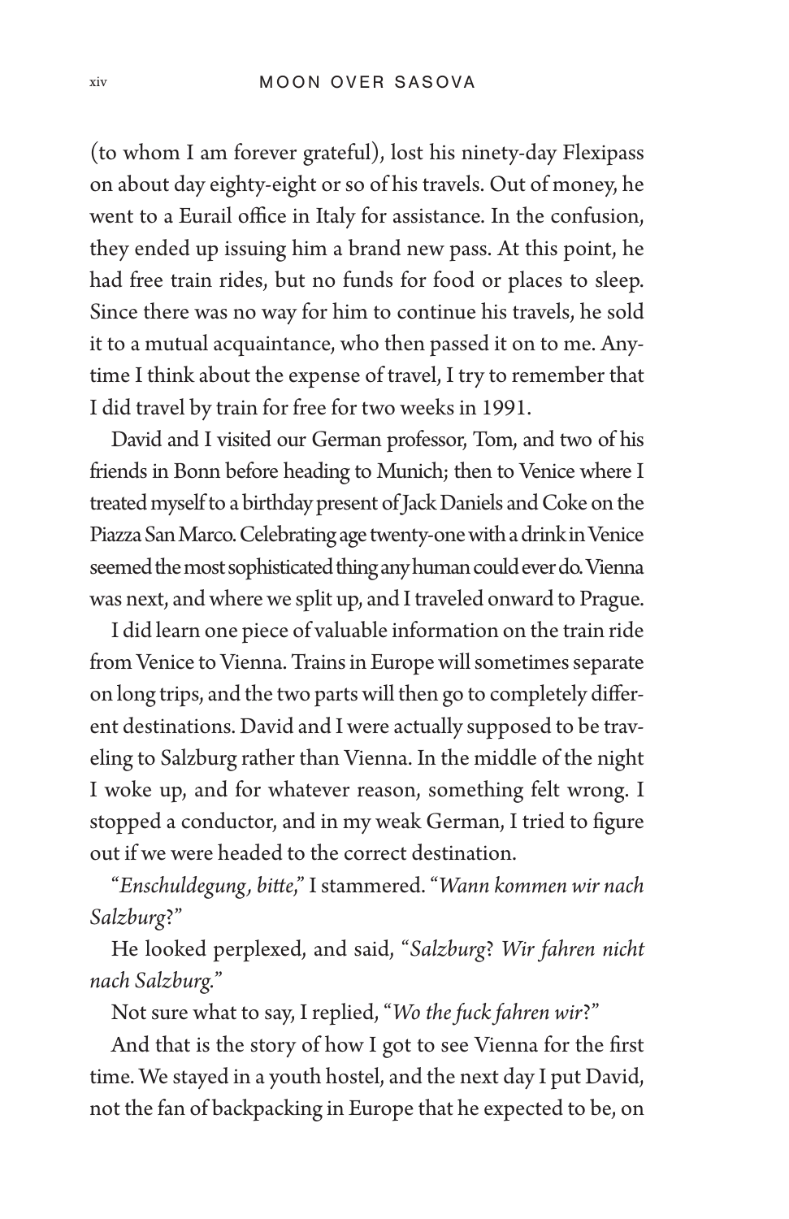(to whom I am forever grateful), lost his ninety-day Flexipass on about day eighty-eight or so of his travels. Out of money, he went to a Eurail office in Italy for assistance. In the confusion, they ended up issuing him a brand new pass. At this point, he had free train rides, but no funds for food or places to sleep. Since there was no way for him to continue his travels, he sold it to a mutual acquaintance, who then passed it on to me. Anytime I think about the expense of travel, I try to remember that I did travel by train for free for two weeks in 1991.

David and I visited our German professor, Tom, and two of his friends in Bonn before heading to Munich; then to Venice where I treated myself to a birthday present of Jack Daniels and Coke on the Piazza San Marco. Celebrating age twenty-one with a drink in Venice seemed the most sophisticated thing any human could ever do. Vienna was next, and where we split up, and I traveled onward to Prague.

I did learn one piece of valuable information on the train ride from Venice to Vienna. Trains in Europe will sometimes separate on long trips, and the two parts will then go to completely different destinations. David and I were actually supposed to be traveling to Salzburg rather than Vienna. In the middle of the night I woke up, and for whatever reason, something felt wrong. I stopped a conductor, and in my weak German, I tried to figure out if we were headed to the correct destination.

"*Enschuldegung, bitte*," I stammered. "*Wann kommen wir nach Salzburg*?"

He looked perplexed, and said, "*Salzburg*? *Wir fahren nicht nach Salzburg.*"

Not sure what to say, I replied, "*Wo the fuck fahren wir*?"

And that is the story of how I got to see Vienna for the first time. We stayed in a youth hostel, and the next day I put David, not the fan of backpacking in Europe that he expected to be, on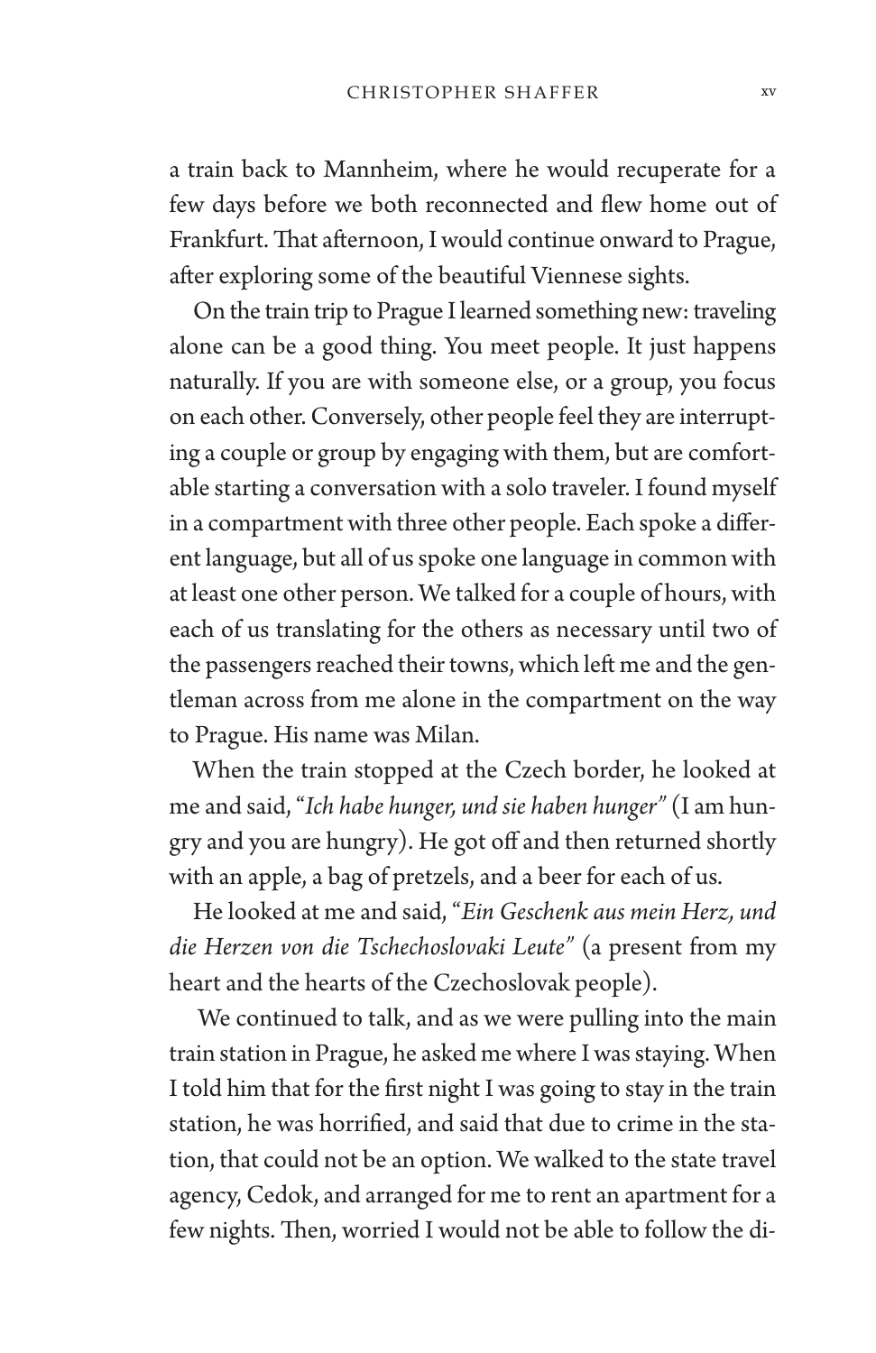a train back to Mannheim, where he would recuperate for a few days before we both reconnected and flew home out of Frankfurt. That afternoon, I would continue onward to Prague, after exploring some of the beautiful Viennese sights.

On the train trip to Prague I learned something new: traveling alone can be a good thing. You meet people. It just happens naturally. If you are with someone else, or a group, you focus on each other. Conversely, other people feel they are interrupting a couple or group by engaging with them, but are comfortable starting a conversation with a solo traveler. I found myself in a compartment with three other people. Each spoke a different language, but all of us spoke one language in common with at least one other person. We talked for a couple of hours, with each of us translating for the others as necessary until two of the passengers reached their towns, which left me and the gentleman across from me alone in the compartment on the way to Prague. His name was Milan.

When the train stopped at the Czech border, he looked at me and said, "*Ich habe hunger, und sie haben hunger*" (I am hungry and you are hungry). He got off and then returned shortly with an apple, a bag of pretzels, and a beer for each of us.

He looked at me and said, "*Ein Geschenk aus mein Herz, und die Herzen von die Tschechoslovaki Leute*" (a present from my heart and the hearts of the Czechoslovak people).

We continued to talk, and as we were pulling into the main train station in Prague, he asked me where I was staying. When I told him that for the first night I was going to stay in the train station, he was horrified, and said that due to crime in the station, that could not be an option. We walked to the state travel agency, Cedok, and arranged for me to rent an apartment for a few nights. Then, worried I would not be able to follow the di-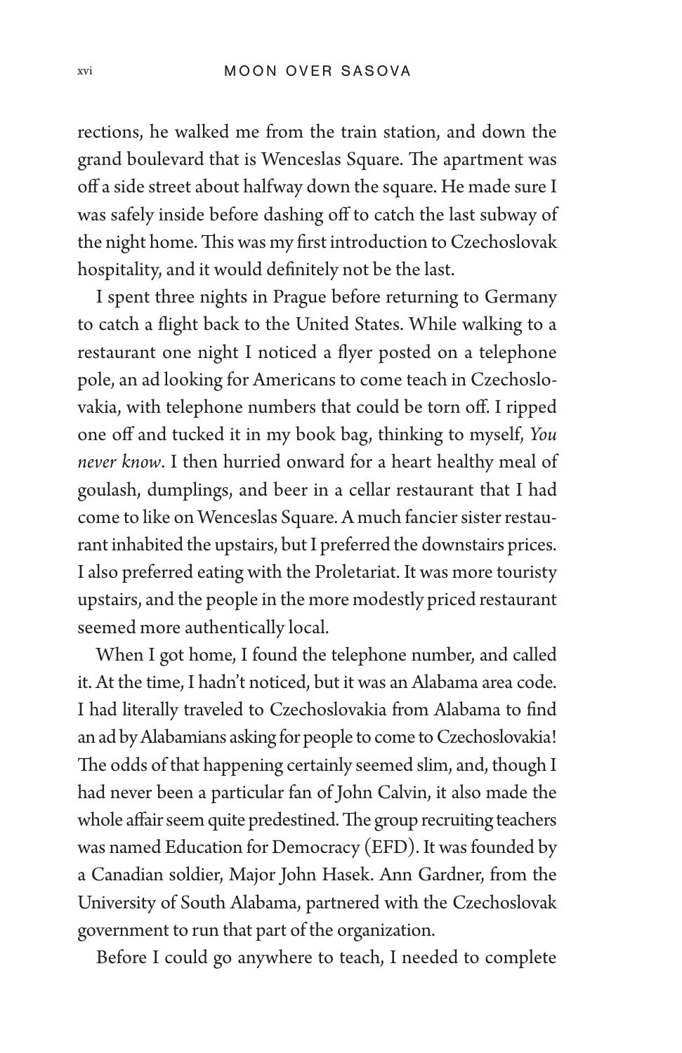rections, he walked me from the train station, and down the grand boulevard that is Wenceslas Square. The apartment was off a side street about halfway down the square. He made sure I was safely inside before dashing off to catch the last subway of the night home. This was my first introduction to Czechoslovak hospitality, and it would definitely not be the last.

I spent three nights in Prague before returning to Germany to catch a flight back to the United States. While walking to a restaurant one night I noticed a flyer posted on a telephone pole, an ad looking for Americans to come teach in Czechoslovakia, with telephone numbers that could be torn off. I ripped one off and tucked it in my book bag, thinking to myself, *You never know*. I then hurried onward for a heart healthy meal of goulash, dumplings, and beer in a cellar restaurant that I had come to like on Wenceslas Square. A much fancier sister restaurant inhabited the upstairs, but I preferred the downstairs prices. I also preferred eating with the Proletariat. It was more touristy upstairs, and the people in the more modestly priced restaurant seemed more authentically local.

When I got home, I found the telephone number, and called it. At the time, I hadn't noticed, but it was an Alabama area code. I had literally traveled to Czechoslovakia from Alabama to find an ad by Alabamians asking for people to come to Czechoslovakia! The odds of that happening certainly seemed slim, and, though I had never been a particular fan of John Calvin, it also made the whole affair seem quite predestined. The group recruiting teachers was named Education for Democracy (EFD). It was founded by a Canadian soldier, Major John Hasek. Ann Gardner, from the University of South Alabama, partnered with the Czechoslovak government to run that part of the organization.

Before I could go anywhere to teach, I needed to complete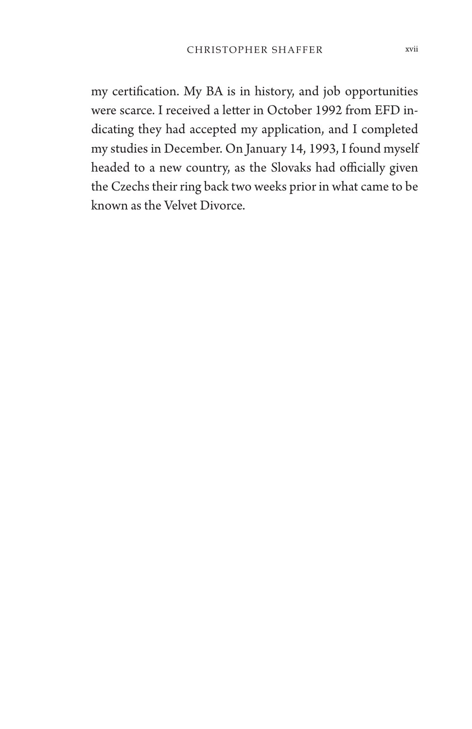my certification. My BA is in history, and job opportunities were scarce. I received a letter in October 1992 from EFD indicating they had accepted my application, and I completed my studies in December. On January 14, 1993, I found myself headed to a new country, as the Slovaks had officially given the Czechs their ring back two weeks prior in what came to be known as the Velvet Divorce.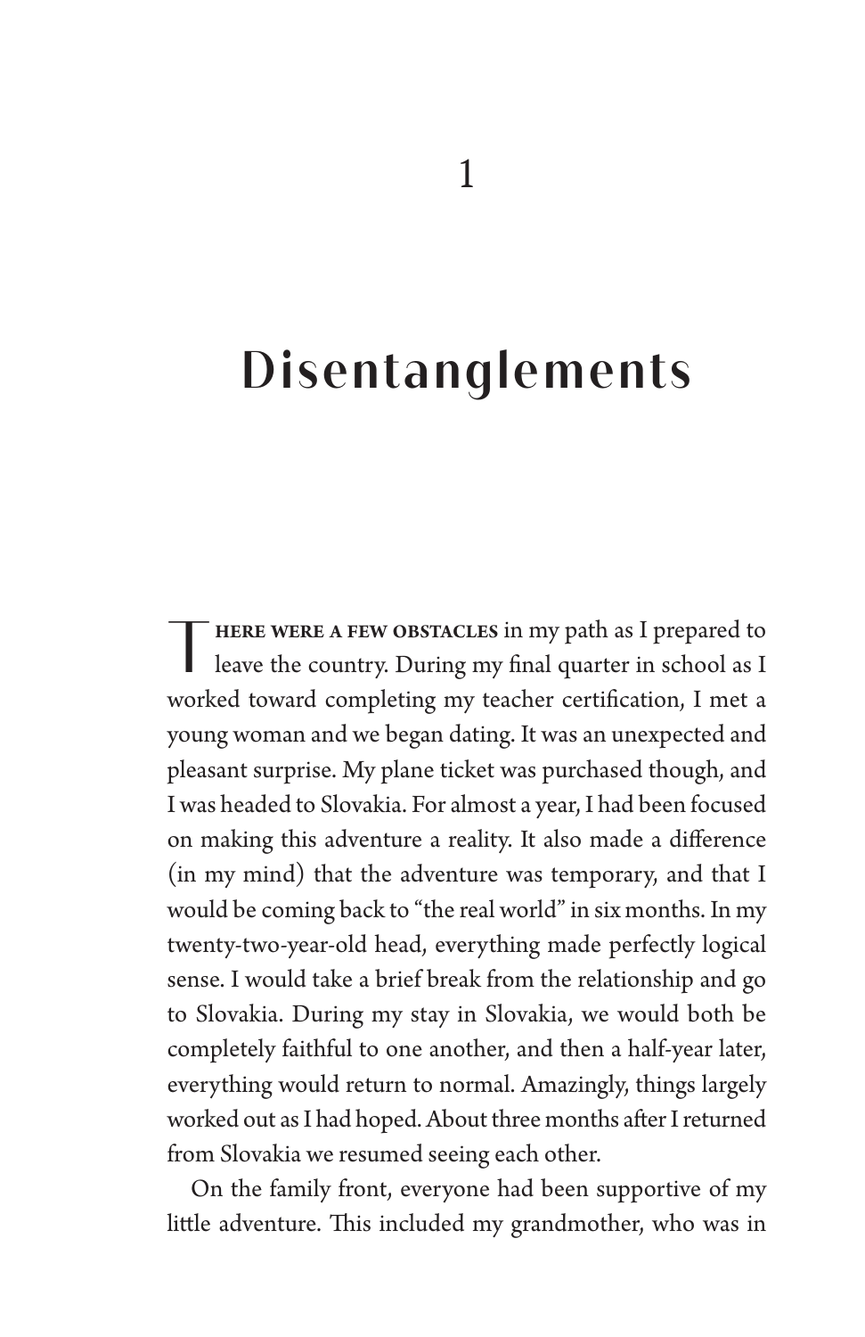# 1

# Disentanglements

There were a few obstacles in my path as I prepared to leave the country. During my final quarter in school as I worked toward completing my teacher certification, I met a young woman and we began dating. It was an unexpected and pleasant surprise. My plane ticket was purchased though, and I was headed to Slovakia. For almost a year, I had been focused on making this adventure a reality. It also made a difference (in my mind) that the adventure was temporary, and that I would be coming back to "the real world" in six months. In my twenty-two-year-old head, everything made perfectly logical sense. I would take a brief break from the relationship and go to Slovakia. During my stay in Slovakia, we would both be completely faithful to one another, and then a half-year later, everything would return to normal. Amazingly, things largely worked out as I had hoped. About three months after I returned from Slovakia we resumed seeing each other.

On the family front, everyone had been supportive of my little adventure. This included my grandmother, who was in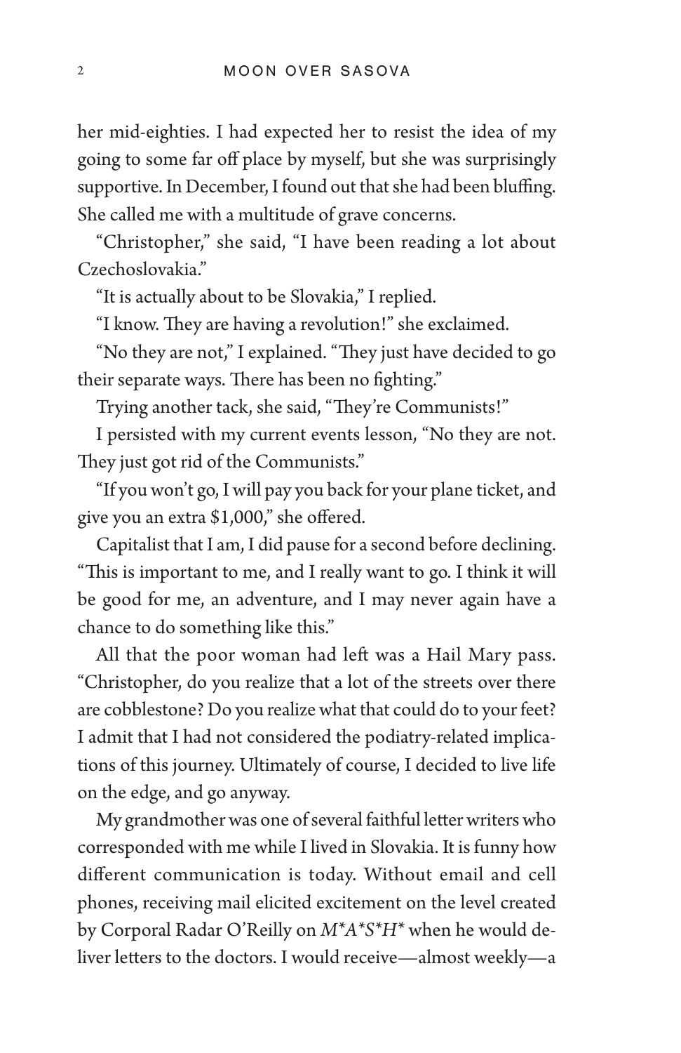her mid-eighties. I had expected her to resist the idea of my going to some far off place by myself, but she was surprisingly supportive. In December, I found out that she had been bluffing. She called me with a multitude of grave concerns.

"Christopher," she said, "I have been reading a lot about Czechoslovakia."

"It is actually about to be Slovakia," I replied.

"I know. They are having a revolution!" she exclaimed.

"No they are not," I explained. "They just have decided to go their separate ways. There has been no fighting."

Trying another tack, she said, "They're Communists!"

I persisted with my current events lesson, "No they are not. They just got rid of the Communists."

"If you won't go, I will pay you back for your plane ticket, and give you an extra $1,000," she offered.

Capitalist that I am, I did pause for a second before declining. "This is important to me, and I really want to go. I think it will be good for me, an adventure, and I may never again have a chance to do something like this."

All that the poor woman had left was a Hail Mary pass. "Christopher, do you realize that a lot of the streets over there are cobblestone? Do you realize what that could do to your feet? I admit that I had not considered the podiatry-related implications of this journey. Ultimately of course, I decided to live life on the edge, and go anyway.

My grandmother was one of several faithful letter writers who corresponded with me while I lived in Slovakia. It is funny how different communication is today. Without email and cell phones, receiving mail elicited excitement on the level created by Corporal Radar O'Reilly on *M*A*S*H* when he would deliver letters to the doctors. I would receive—almost weekly—a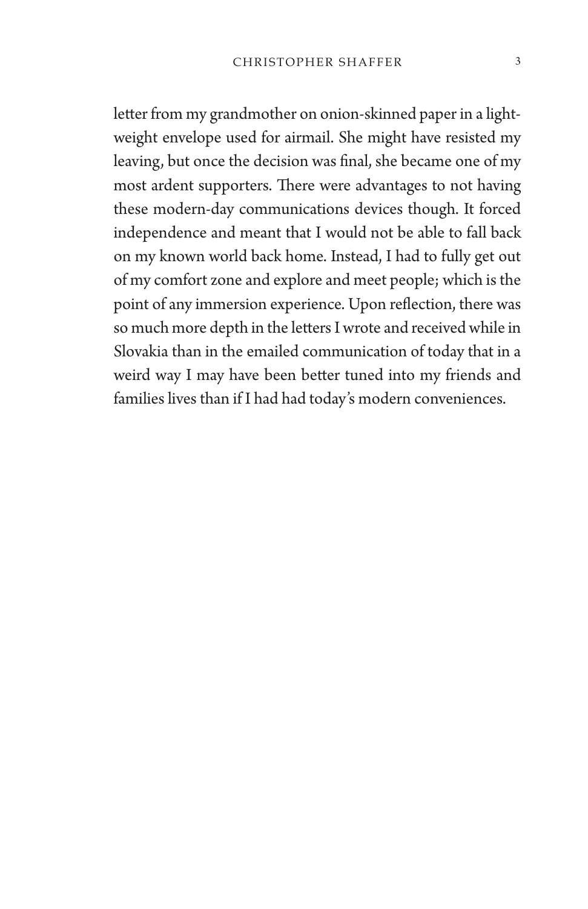letter from my grandmother on onion-skinned paper in a lightweight envelope used for airmail. She might have resisted my leaving, but once the decision was final, she became one of my most ardent supporters. There were advantages to not having these modern-day communications devices though. It forced independence and meant that I would not be able to fall back on my known world back home. Instead, I had to fully get out of my comfort zone and explore and meet people; which is the point of any immersion experience. Upon reflection, there was so much more depth in the letters I wrote and received while in Slovakia than in the emailed communication of today that in a weird way I may have been better tuned into my friends and families lives than if I had had today's modern conveniences.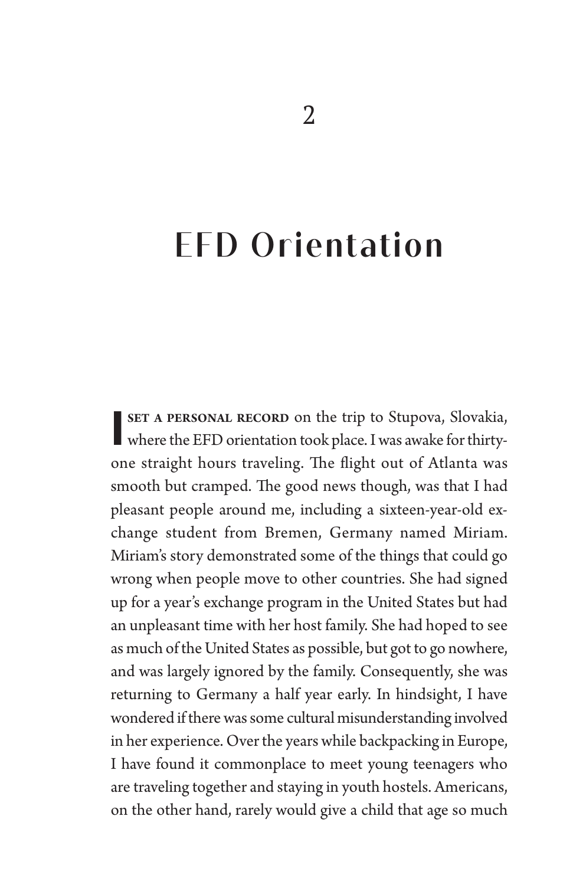# 2

# EFD Orientation

**I SET A PERSONAL RECORD** on the trip to Stupova, Slovakia, where the EFD orientation took place. I was awake for thirty-one straight hours traveling. The flight out of Atlanta was smooth but cramped. The good news though, was that I had pleasant people around me, including a sixteen-year-old exchange student from Bremen, Germany named Miriam. Miriam's story demonstrated some of the things that could go wrong when people move to other countries. She had signed up for a year's exchange program in the United States but had an unpleasant time with her host family. She had hoped to see as much of the United States as possible, but got to go nowhere, and was largely ignored by the family. Consequently, she was returning to Germany a half year early. In hindsight, I have wondered if there was some cultural misunderstanding involved in her experience. Over the years while backpacking in Europe, I have found it commonplace to meet young teenagers who are traveling together and staying in youth hostels. Americans, on the other hand, rarely would give a child that age so much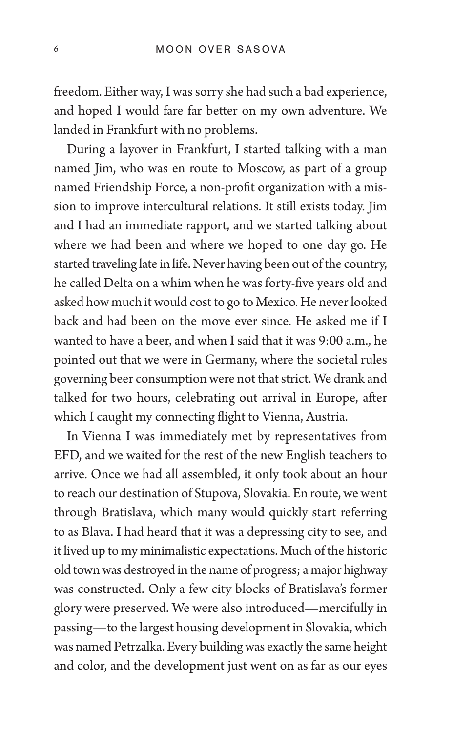freedom. Either way, I was sorry she had such a bad experience, and hoped I would fare far better on my own adventure. We landed in Frankfurt with no problems.

During a layover in Frankfurt, I started talking with a man named Jim, who was en route to Moscow, as part of a group named Friendship Force, a non-profit organization with a mission to improve intercultural relations. It still exists today. Jim and I had an immediate rapport, and we started talking about where we had been and where we hoped to one day go. He started traveling late in life. Never having been out of the country, he called Delta on a whim when he was forty-five years old and asked how much it would cost to go to Mexico. He never looked back and had been on the move ever since. He asked me if I wanted to have a beer, and when I said that it was 9:00 a.m., he pointed out that we were in Germany, where the societal rules governing beer consumption were not that strict. We drank and talked for two hours, celebrating out arrival in Europe, after which I caught my connecting flight to Vienna, Austria.

In Vienna I was immediately met by representatives from EFD, and we waited for the rest of the new English teachers to arrive. Once we had all assembled, it only took about an hour to reach our destination of Stupova, Slovakia. En route, we went through Bratislava, which many would quickly start referring to as Blava. I had heard that it was a depressing city to see, and it lived up to my minimalistic expectations. Much of the historic old town was destroyed in the name of progress; a major highway was constructed. Only a few city blocks of Bratislava's former glory were preserved. We were also introduced—mercifully in passing—to the largest housing development in Slovakia, which was named Petrzalka. Every building was exactly the same height and color, and the development just went on as far as our eyes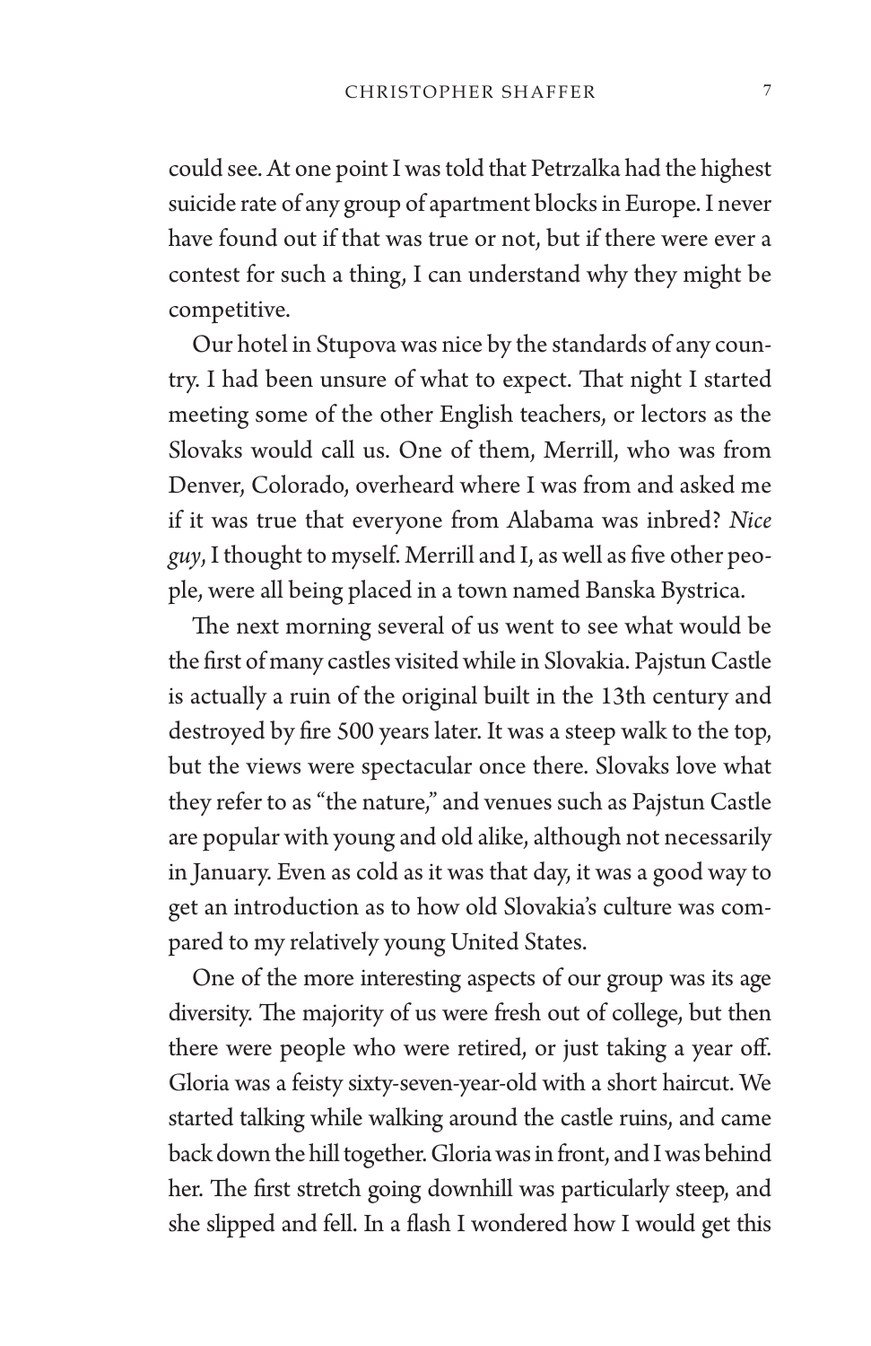could see. At one point I was told that Petrzalka had the highest suicide rate of any group of apartment blocks in Europe. I never have found out if that was true or not, but if there were ever a contest for such a thing, I can understand why they might be competitive.

Our hotel in Stupova was nice by the standards of any country. I had been unsure of what to expect. That night I started meeting some of the other English teachers, or lectors as the Slovaks would call us. One of them, Merrill, who was from Denver, Colorado, overheard where I was from and asked me if it was true that everyone from Alabama was inbred? *Nice guy*, I thought to myself. Merrill and I, as well as five other people, were all being placed in a town named Banska Bystrica.

The next morning several of us went to see what would be the first of many castles visited while in Slovakia. Pajstun Castle is actually a ruin of the original built in the 13th century and destroyed by fire 500 years later. It was a steep walk to the top, but the views were spectacular once there. Slovaks love what they refer to as "the nature," and venues such as Pajstun Castle are popular with young and old alike, although not necessarily in January. Even as cold as it was that day, it was a good way to get an introduction as to how old Slovakia's culture was compared to my relatively young United States.

One of the more interesting aspects of our group was its age diversity. The majority of us were fresh out of college, but then there were people who were retired, or just taking a year off. Gloria was a feisty sixty-seven-year-old with a short haircut. We started talking while walking around the castle ruins, and came back down the hill together. Gloria was in front, and I was behind her. The first stretch going downhill was particularly steep, and she slipped and fell. In a flash I wondered how I would get this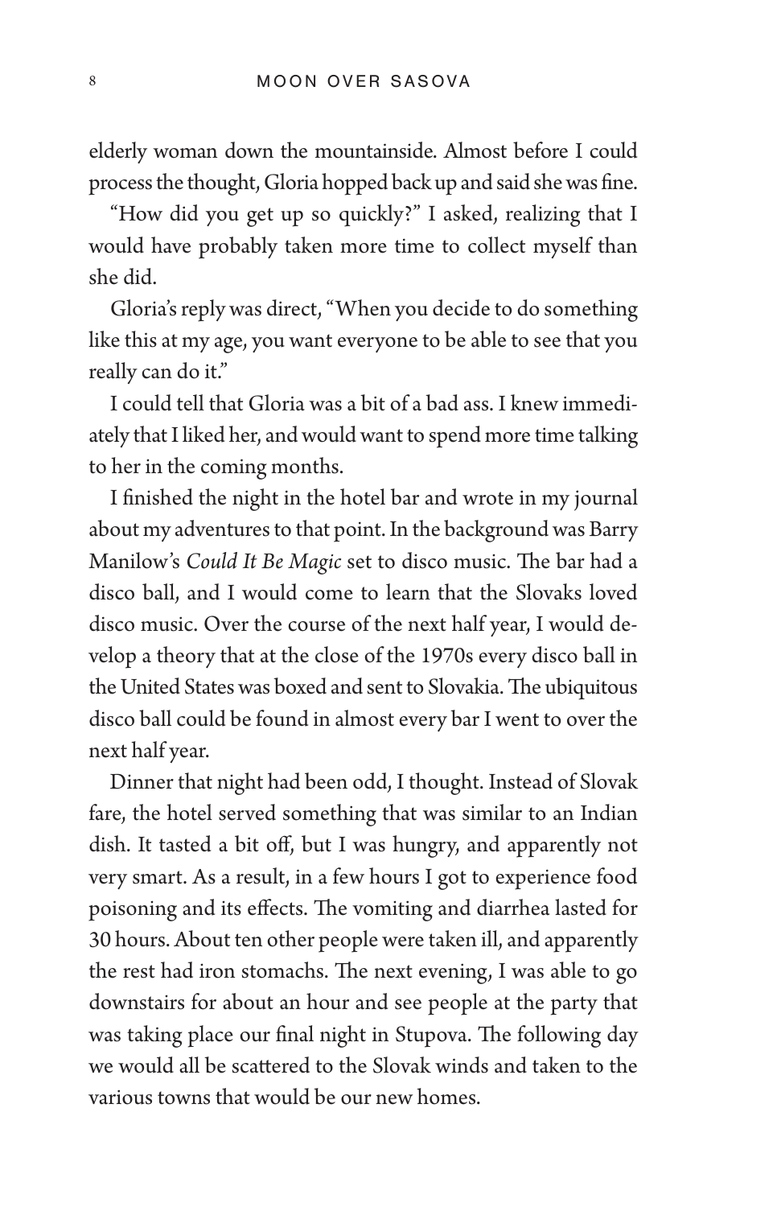elderly woman down the mountainside. Almost before I could process the thought, Gloria hopped back up and said she was fine.

"How did you get up so quickly?" I asked, realizing that I would have probably taken more time to collect myself than she did.

Gloria's reply was direct, "When you decide to do something like this at my age, you want everyone to be able to see that you really can do it."

I could tell that Gloria was a bit of a bad ass. I knew immediately that I liked her, and would want to spend more time talking to her in the coming months.

I finished the night in the hotel bar and wrote in my journal about my adventures to that point. In the background was Barry Manilow's *Could It Be Magic* set to disco music. The bar had a disco ball, and I would come to learn that the Slovaks loved disco music. Over the course of the next half year, I would develop a theory that at the close of the 1970s every disco ball in the United States was boxed and sent to Slovakia. The ubiquitous disco ball could be found in almost every bar I went to over the next half year.

Dinner that night had been odd, I thought. Instead of Slovak fare, the hotel served something that was similar to an Indian dish. It tasted a bit off, but I was hungry, and apparently not very smart. As a result, in a few hours I got to experience food poisoning and its effects. The vomiting and diarrhea lasted for 30 hours. About ten other people were taken ill, and apparently the rest had iron stomachs. The next evening, I was able to go downstairs for about an hour and see people at the party that was taking place our final night in Stupova. The following day we would all be scattered to the Slovak winds and taken to the various towns that would be our new homes.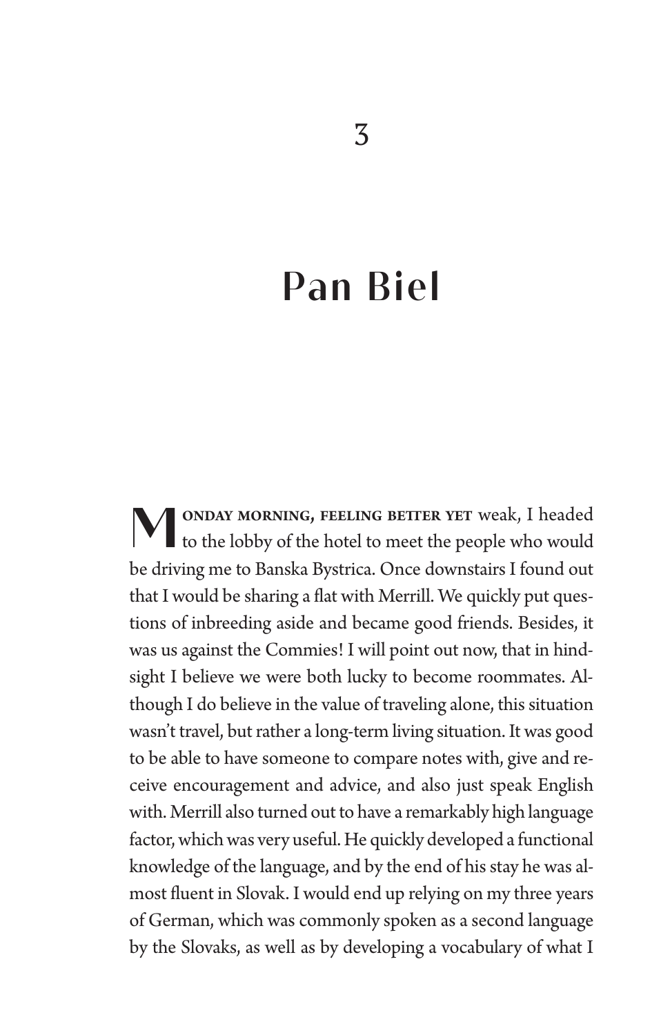# 3

# Pan Biel

**Monday morning, feeling better yet** weak, I headed to the lobby of the hotel to meet the people who would be driving me to Banska Bystrica. Once downstairs I found out that I would be sharing a flat with Merrill. We quickly put questions of inbreeding aside and became good friends. Besides, it was us against the Commies! I will point out now, that in hindsight I believe we were both lucky to become roommates. Although I do believe in the value of traveling alone, this situation wasn't travel, but rather a long-term living situation. It was good to be able to have someone to compare notes with, give and receive encouragement and advice, and also just speak English with. Merrill also turned out to have a remarkably high language factor, which was very useful. He quickly developed a functional knowledge of the language, and by the end of his stay he was almost fluent in Slovak. I would end up relying on my three years of German, which was commonly spoken as a second language by the Slovaks, as well as by developing a vocabulary of what I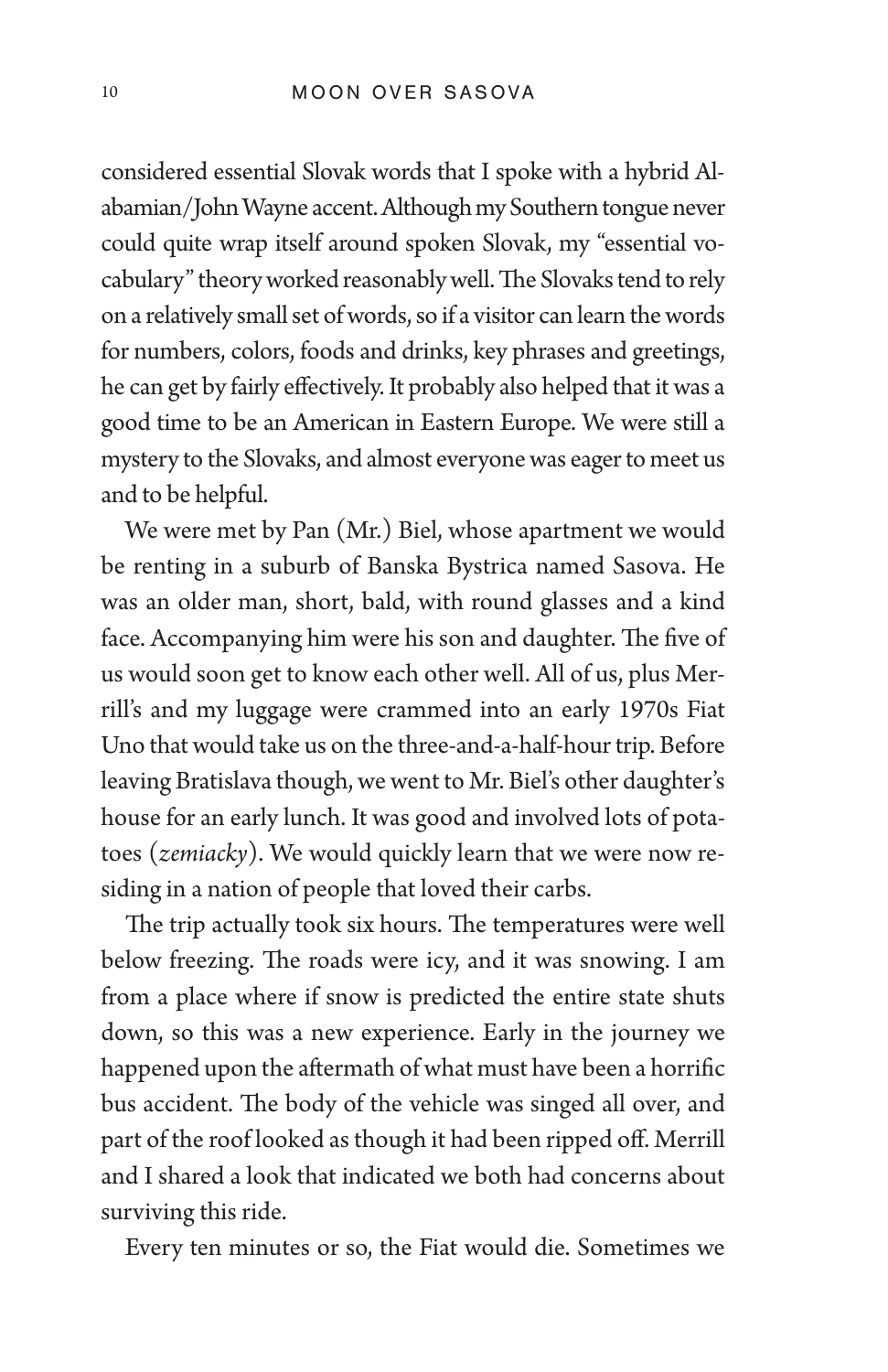considered essential Slovak words that I spoke with a hybrid Alabamian/John Wayne accent. Although my Southern tongue never could quite wrap itself around spoken Slovak, my "essential vocabulary" theory worked reasonably well. The Slovaks tend to rely on a relatively small set of words, so if a visitor can learn the words for numbers, colors, foods and drinks, key phrases and greetings, he can get by fairly effectively. It probably also helped that it was a good time to be an American in Eastern Europe. We were still a mystery to the Slovaks, and almost everyone was eager to meet us and to be helpful.

We were met by Pan (Mr.) Biel, whose apartment we would be renting in a suburb of Banska Bystrica named Sasova. He was an older man, short, bald, with round glasses and a kind face. Accompanying him were his son and daughter. The five of us would soon get to know each other well. All of us, plus Merrill's and my luggage were crammed into an early 1970s Fiat Uno that would take us on the three-and-a-half-hour trip. Before leaving Bratislava though, we went to Mr. Biel's other daughter's house for an early lunch. It was good and involved lots of potatoes (*zemiacky*). We would quickly learn that we were now residing in a nation of people that loved their carbs.

The trip actually took six hours. The temperatures were well below freezing. The roads were icy, and it was snowing. I am from a place where if snow is predicted the entire state shuts down, so this was a new experience. Early in the journey we happened upon the aftermath of what must have been a horrific bus accident. The body of the vehicle was singed all over, and part of the roof looked as though it had been ripped off. Merrill and I shared a look that indicated we both had concerns about surviving this ride.

Every ten minutes or so, the Fiat would die. Sometimes we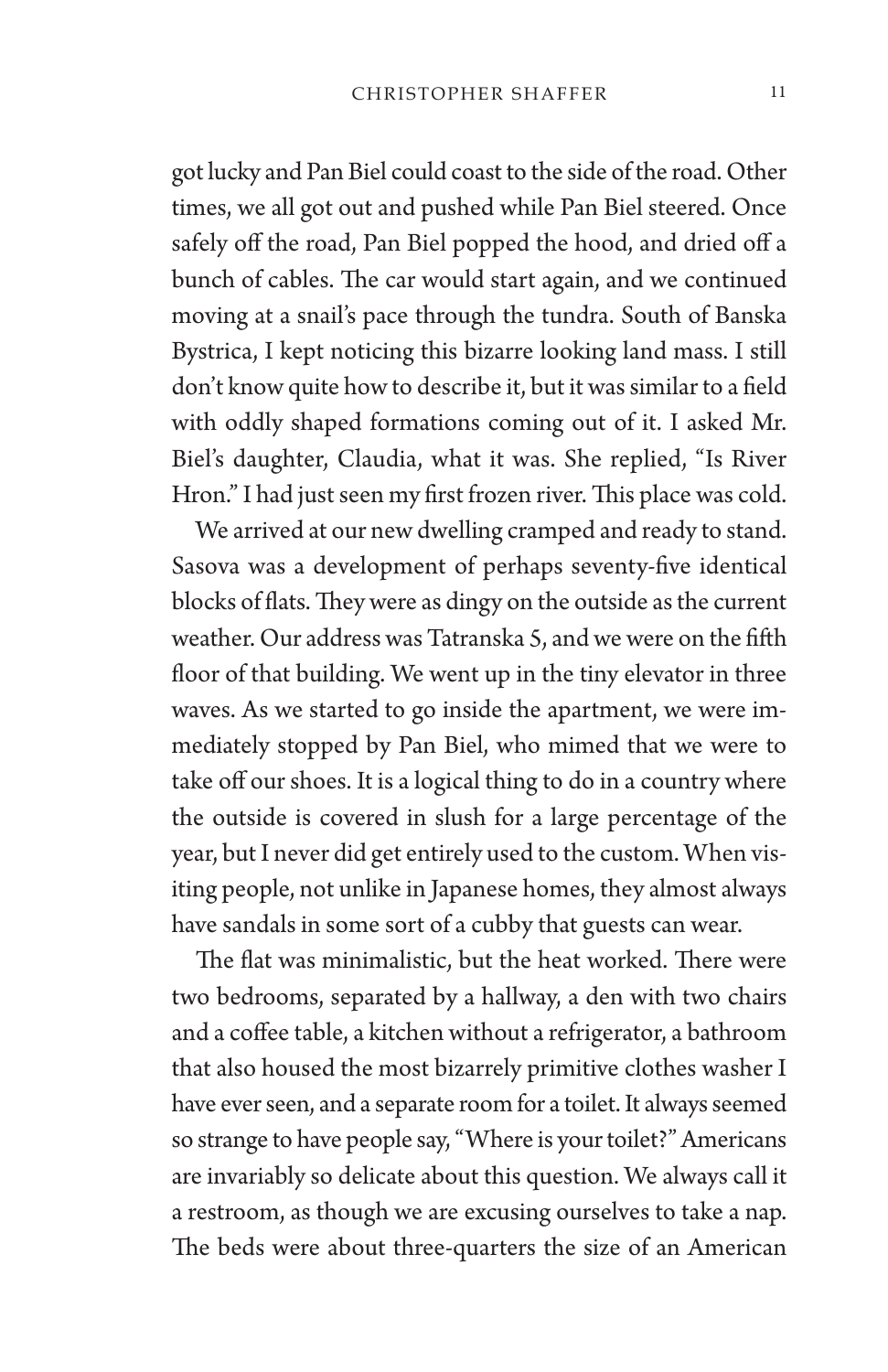got lucky and Pan Biel could coast to the side of the road. Other times, we all got out and pushed while Pan Biel steered. Once safely off the road, Pan Biel popped the hood, and dried off a bunch of cables. The car would start again, and we continued moving at a snail's pace through the tundra. South of Banska Bystrica, I kept noticing this bizarre looking land mass. I still don't know quite how to describe it, but it was similar to a field with oddly shaped formations coming out of it. I asked Mr. Biel's daughter, Claudia, what it was. She replied, "Is River Hron." I had just seen my first frozen river. This place was cold.

We arrived at our new dwelling cramped and ready to stand. Sasova was a development of perhaps seventy-five identical blocks of flats. They were as dingy on the outside as the current weather. Our address was Tatranska 5, and we were on the fifth floor of that building. We went up in the tiny elevator in three waves. As we started to go inside the apartment, we were immediately stopped by Pan Biel, who mimed that we were to take off our shoes. It is a logical thing to do in a country where the outside is covered in slush for a large percentage of the year, but I never did get entirely used to the custom. When visiting people, not unlike in Japanese homes, they almost always have sandals in some sort of a cubby that guests can wear.

The flat was minimalistic, but the heat worked. There were two bedrooms, separated by a hallway, a den with two chairs and a coffee table, a kitchen without a refrigerator, a bathroom that also housed the most bizarrely primitive clothes washer I have ever seen, and a separate room for a toilet. It always seemed so strange to have people say, "Where is your toilet?" Americans are invariably so delicate about this question. We always call it a restroom, as though we are excusing ourselves to take a nap. The beds were about three-quarters the size of an American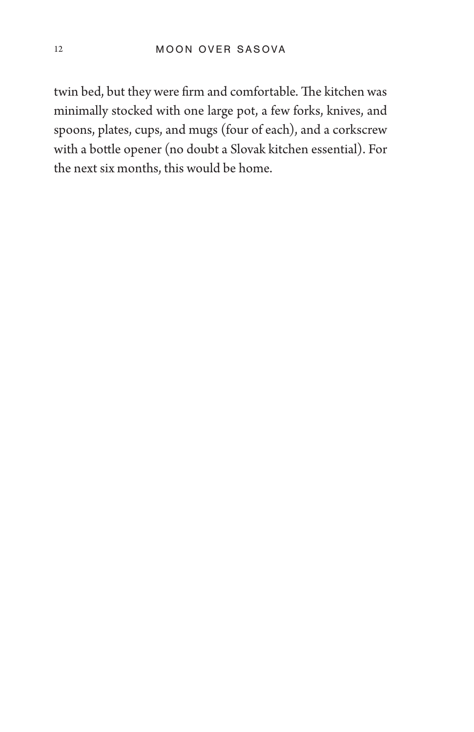twin bed, but they were firm and comfortable. The kitchen was minimally stocked with one large pot, a few forks, knives, and spoons, plates, cups, and mugs (four of each), and a corkscrew with a bottle opener (no doubt a Slovak kitchen essential). For the next six months, this would be home.